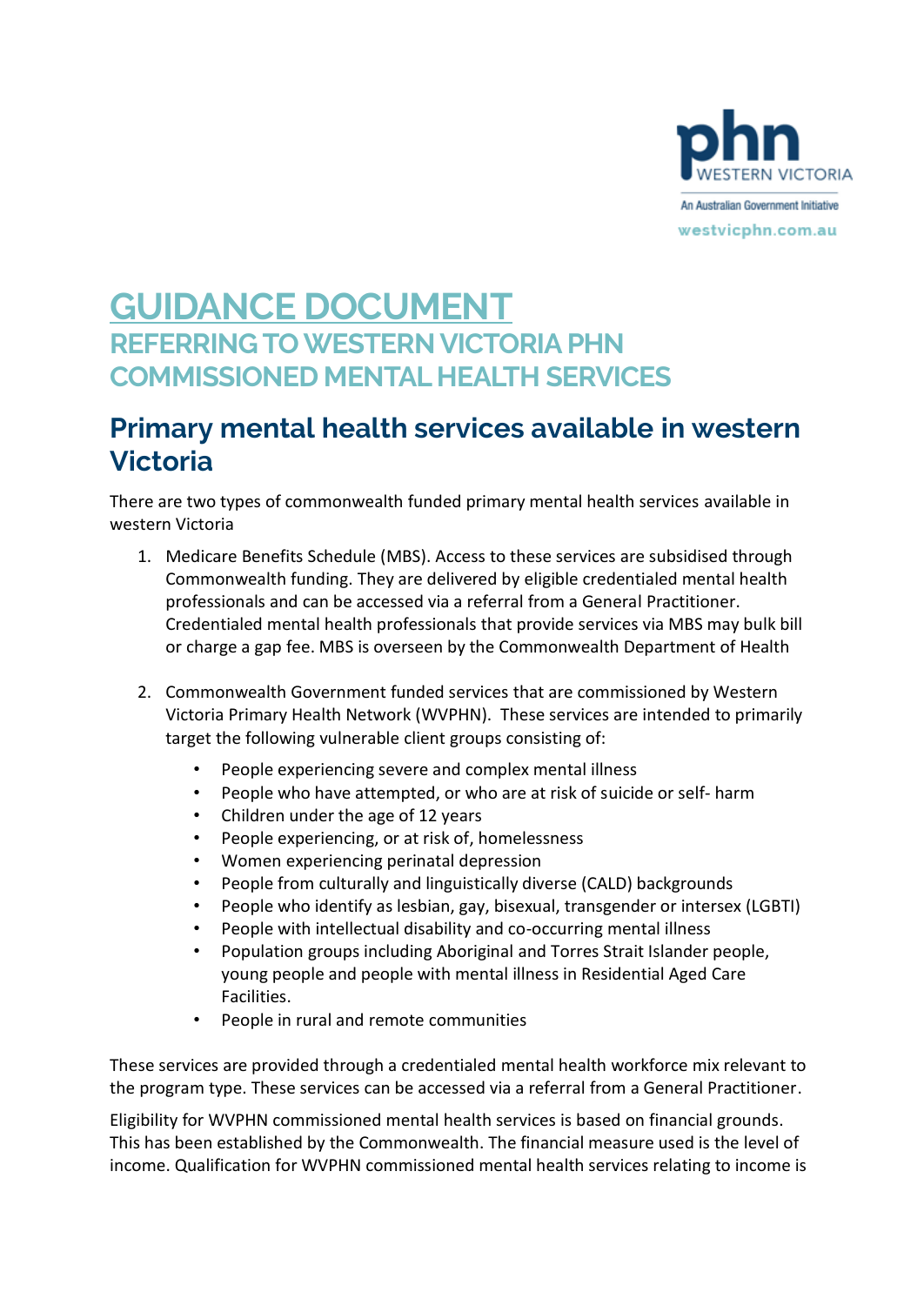# GUIDANCE DOCUMENT

## REFERRING TO WESTERN VICTORIA PHN COMMISSIONED MENTAL HEALTH SERVICES

## Primary mental health services available in western Victoria

There are two types of commonwealth funded primary mental health services available in western Victoria

1. Medicare Benefits Schedule (MBS). Access to these services are subsidised through Commonwealth funding. They are delivered by eligible credentialed mental health professionals and can be accessed via a referral from a General Practitioner. Credentialed mental health professionals that provide services via MBS may bulk bill or charge a gap fee. MBS is overseen by the Commonwealth Department of Health

2. Commonwealth Government funded services that are commissioned by Western Victoria Primary Health Network (WVPHN). These services are intended to primarily target the following vulnerable client groups consisting of:

   - People experiencing severe and complex mental illness
   - People who have attempted, or who are at risk of suicide or self- harm
   - Children under the age of 12 years
   - People experiencing, or at risk of, homelessness
   - Women experiencing perinatal depression
   - People from culturally and linguistically diverse (CALD) backgrounds
   - People who identify as lesbian, gay, bisexual, transgender or intersex (LGBTI)
   - People with intellectual disability and co-occurring mental illness
   - Population groups including Aboriginal and Torres Strait Islander people, young people and people with mental illness in Residential Aged Care Facilities.
   - People in rural and remote communities

These services are provided through a credentialed mental health workforce mix relevant to the program type. These services can be accessed via a referral from a General Practitioner.

Eligibility for WVPHN commissioned mental health services is based on financial grounds. This has been established by the Commonwealth. The financial measure used is the level of income. Qualification for WVPHN commissioned mental health services relating to income is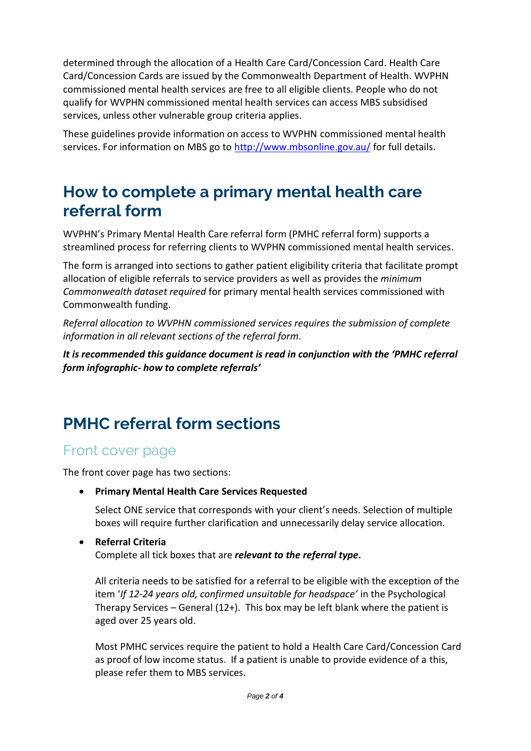determined through the allocation of a Health Care Card/Concession Card. Health Care Card/Concession Cards are issued by the Commonwealth Department of Health. WVPHN commissioned mental health services are free to all eligible clients. People who do not qualify for WVPHN commissioned mental health services can access MBS subsidised services, unless other vulnerable group criteria applies.

These guidelines provide information on access to WVPHN commissioned mental health services. For information on MBS go to [http://www.mbsonline.gov.au/](http://www.mbsonline.gov.au/) for full details.

# How to complete a primary mental health care referral form

WVPHN's Primary Mental Health Care referral form (PMHC referral form) supports a streamlined process for referring clients to WVPHN commissioned mental health services.

The form is arranged into sections to gather patient eligibility criteria that facilitate prompt allocation of eligible referrals to service providers as well as provides the *minimum Commonwealth dataset required* for primary mental health services commissioned with Commonwealth funding.

*Referral allocation to WVPHN commissioned services requires the submission of complete information in all relevant sections of the referral form.*

***It is recommended this guidance document is read in conjunction with the 'PMHC referral form infographic- how to complete referrals'***

# PMHC referral form sections

## Front cover page

The front cover page has two sections:

- **Primary Mental Health Care Services Requested**

  Select ONE service that corresponds with your client's needs. Selection of multiple boxes will require further clarification and unnecessarily delay service allocation.

- **Referral Criteria**
  Complete all tick boxes that are ***relevant to the referral type.***

  All criteria needs to be satisfied for a referral to be eligible with the exception of the item '*If 12-24 years old, confirmed unsuitable for headspace'* in the Psychological Therapy Services – General (12+). This box may be left blank where the patient is aged over 25 years old.

  Most PMHC services require the patient to hold a Health Care Card/Concession Card as proof of low income status. If a patient is unable to provide evidence of a this, please refer them to MBS services.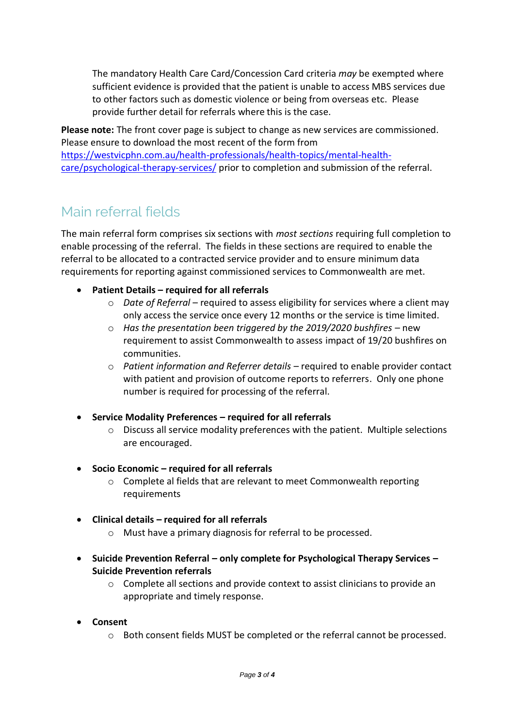The mandatory Health Care Card/Concession Card criteria *may* be exempted where sufficient evidence is provided that the patient is unable to access MBS services due to other factors such as domestic violence or being from overseas etc. Please provide further detail for referrals where this is the case.

**Please note:** The front cover page is subject to change as new services are commissioned. Please ensure to download the most recent of the form from [https://westvicphn.com.au/health-professionals/health-topics/mental-health-care/psychological-therapy-services/](https://westvicphn.com.au/health-professionals/health-topics/mental-health-care/psychological-therapy-services/) prior to completion and submission of the referral.

## Main referral fields

The main referral form comprises six sections with *most sections* requiring full completion to enable processing of the referral. The fields in these sections are required to enable the referral to be allocated to a contracted service provider and to ensure minimum data requirements for reporting against commissioned services to Commonwealth are met.

- **Patient Details – required for all referrals**
  - *Date of Referral* – required to assess eligibility for services where a client may only access the service once every 12 months or the service is time limited.
  - *Has the presentation been triggered by the 2019/2020 bushfires* – new requirement to assist Commonwealth to assess impact of 19/20 bushfires on communities.
  - *Patient information and Referrer details* – required to enable provider contact with patient and provision of outcome reports to referrers. Only one phone number is required for processing of the referral.

- **Service Modality Preferences – required for all referrals**
  - Discuss all service modality preferences with the patient. Multiple selections are encouraged.

- **Socio Economic – required for all referrals**
  - Complete al fields that are relevant to meet Commonwealth reporting requirements

- **Clinical details – required for all referrals**
  - Must have a primary diagnosis for referral to be processed.

- **Suicide Prevention Referral – only complete for Psychological Therapy Services – Suicide Prevention referrals**
  - Complete all sections and provide context to assist clinicians to provide an appropriate and timely response.

- **Consent**
  - Both consent fields MUST be completed or the referral cannot be processed.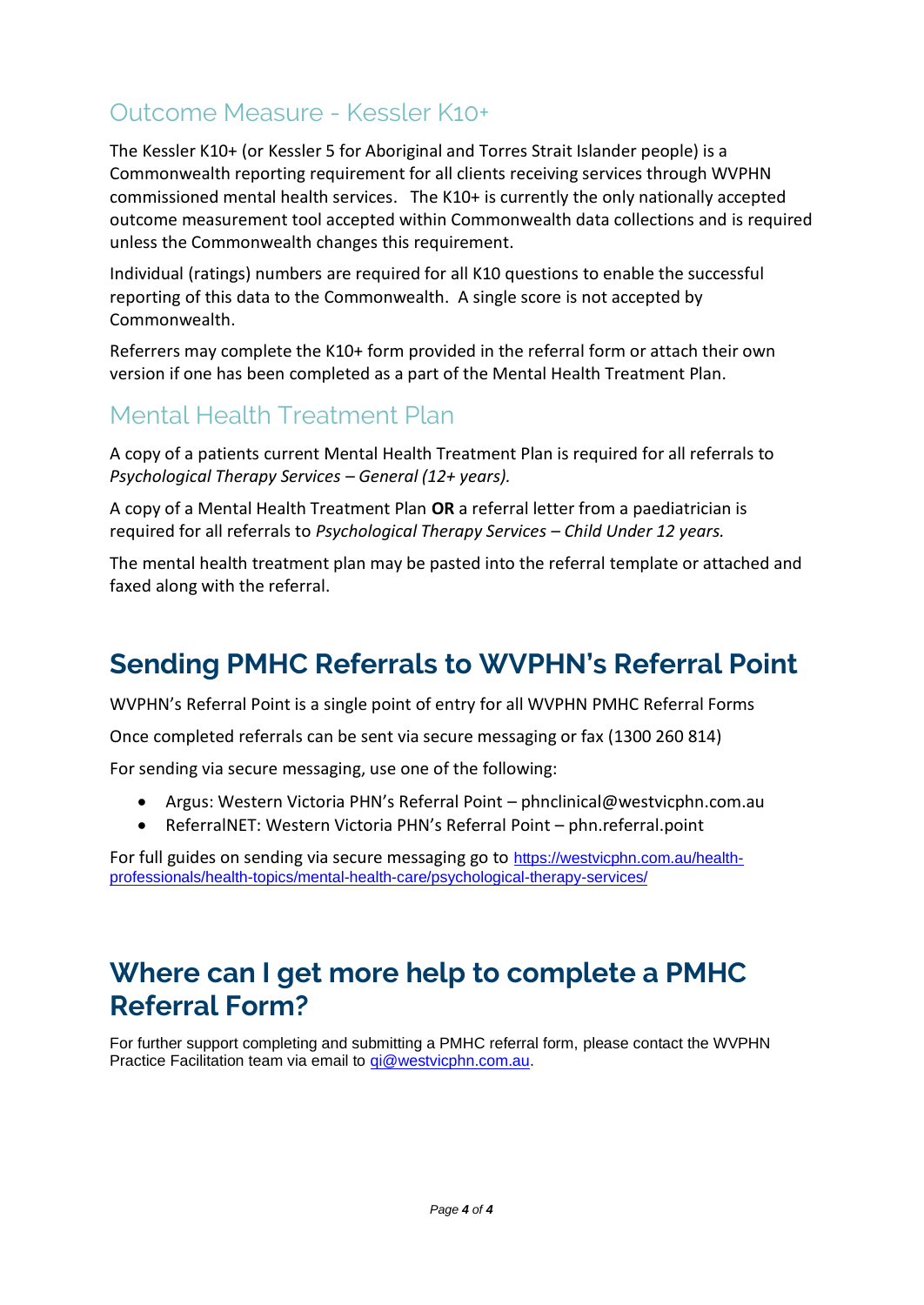## Outcome Measure - Kessler K10+

The Kessler K10+ (or Kessler 5 for Aboriginal and Torres Strait Islander people) is a Commonwealth reporting requirement for all clients receiving services through WVPHN commissioned mental health services. The K10+ is currently the only nationally accepted outcome measurement tool accepted within Commonwealth data collections and is required unless the Commonwealth changes this requirement.

Individual (ratings) numbers are required for all K10 questions to enable the successful reporting of this data to the Commonwealth. A single score is not accepted by Commonwealth.

Referrers may complete the K10+ form provided in the referral form or attach their own version if one has been completed as a part of the Mental Health Treatment Plan.

## Mental Health Treatment Plan

A copy of a patients current Mental Health Treatment Plan is required for all referrals to *Psychological Therapy Services – General (12+ years).*

A copy of a Mental Health Treatment Plan **OR** a referral letter from a paediatrician is required for all referrals to *Psychological Therapy Services – Child Under 12 years.*

The mental health treatment plan may be pasted into the referral template or attached and faxed along with the referral.

# Sending PMHC Referrals to WVPHN's Referral Point

WVPHN's Referral Point is a single point of entry for all WVPHN PMHC Referral Forms

Once completed referrals can be sent via secure messaging or fax (1300 260 814)

For sending via secure messaging, use one of the following:

- Argus: Western Victoria PHN's Referral Point – phnclinical@westvicphn.com.au
- ReferralNET: Western Victoria PHN's Referral Point – phn.referral.point

For full guides on sending via secure messaging go to https://westvicphn.com.au/health-professionals/health-topics/mental-health-care/psychological-therapy-services/

# Where can I get more help to complete a PMHC Referral Form?

For further support completing and submitting a PMHC referral form, please contact the WVPHN Practice Facilitation team via email to qi@westvicphn.com.au.